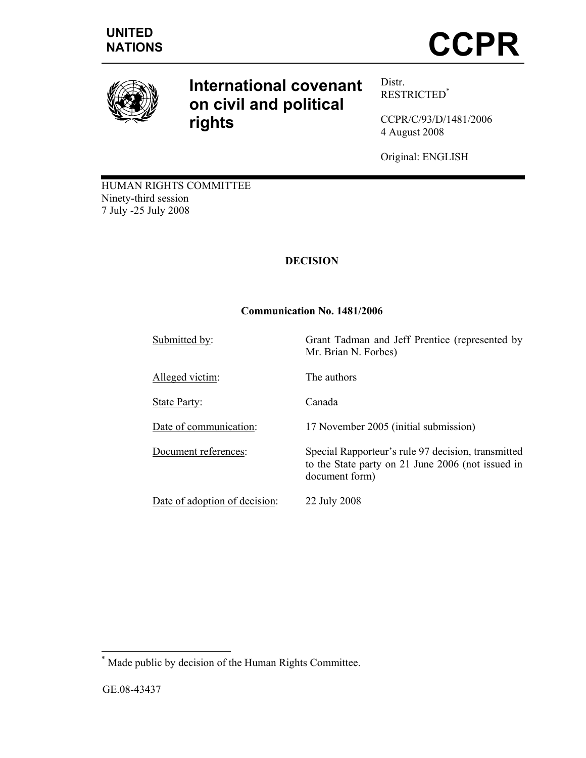UNITED NATIONS

# CCPR

# International covenant on civil and political rights

Distr.
RESTRICTED[*]

CCPR/C/93/D/1481/2006
4 August 2008

Original: ENGLISH

HUMAN RIGHTS COMMITTEE
Ninety-third session
7 July -25 July 2008

## DECISION

### Communication No. 1481/2006

| | |
|---|---|
| Submitted by: | Grant Tadman and Jeff Prentice (represented by Mr. Brian N. Forbes) |
| Alleged victim: | The authors |
| State Party: | Canada |
| Date of communication: | 17 November 2005 (initial submission) |
| Document references: | Special Rapporteur's rule 97 decision, transmitted to the State party on 21 June 2006 (not issued in document form) |
| Date of adoption of decision: | 22 July 2008 |

[*] Made public by decision of the Human Rights Committee.

GE.08-43437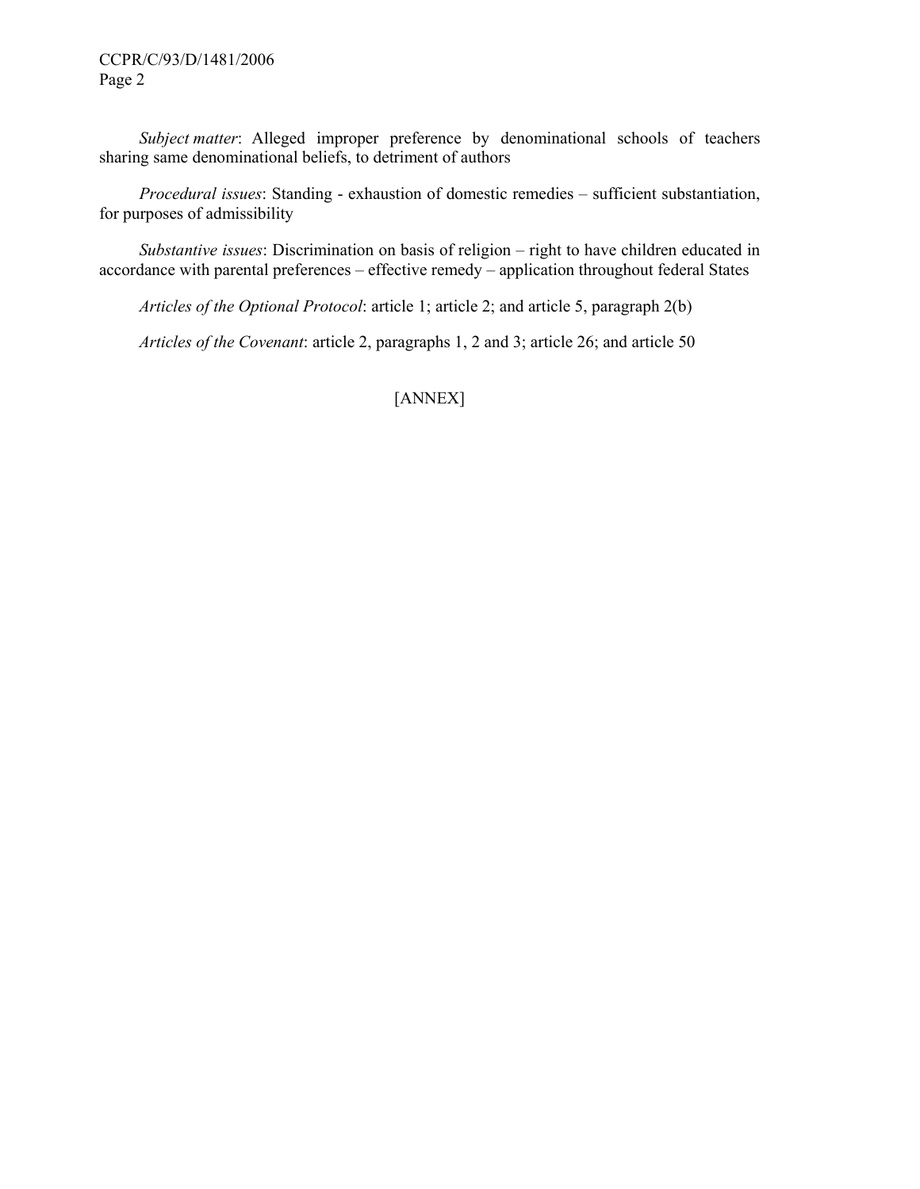*Subject matter*: Alleged improper preference by denominational schools of teachers sharing same denominational beliefs, to detriment of authors

*Procedural issues*: Standing - exhaustion of domestic remedies – sufficient substantiation, for purposes of admissibility

*Substantive issues*: Discrimination on basis of religion – right to have children educated in accordance with parental preferences – effective remedy – application throughout federal States

*Articles of the Optional Protocol*: article 1; article 2; and article 5, paragraph 2(b)

*Articles of the Covenant*: article 2, paragraphs 1, 2 and 3; article 26; and article 50

[ANNEX]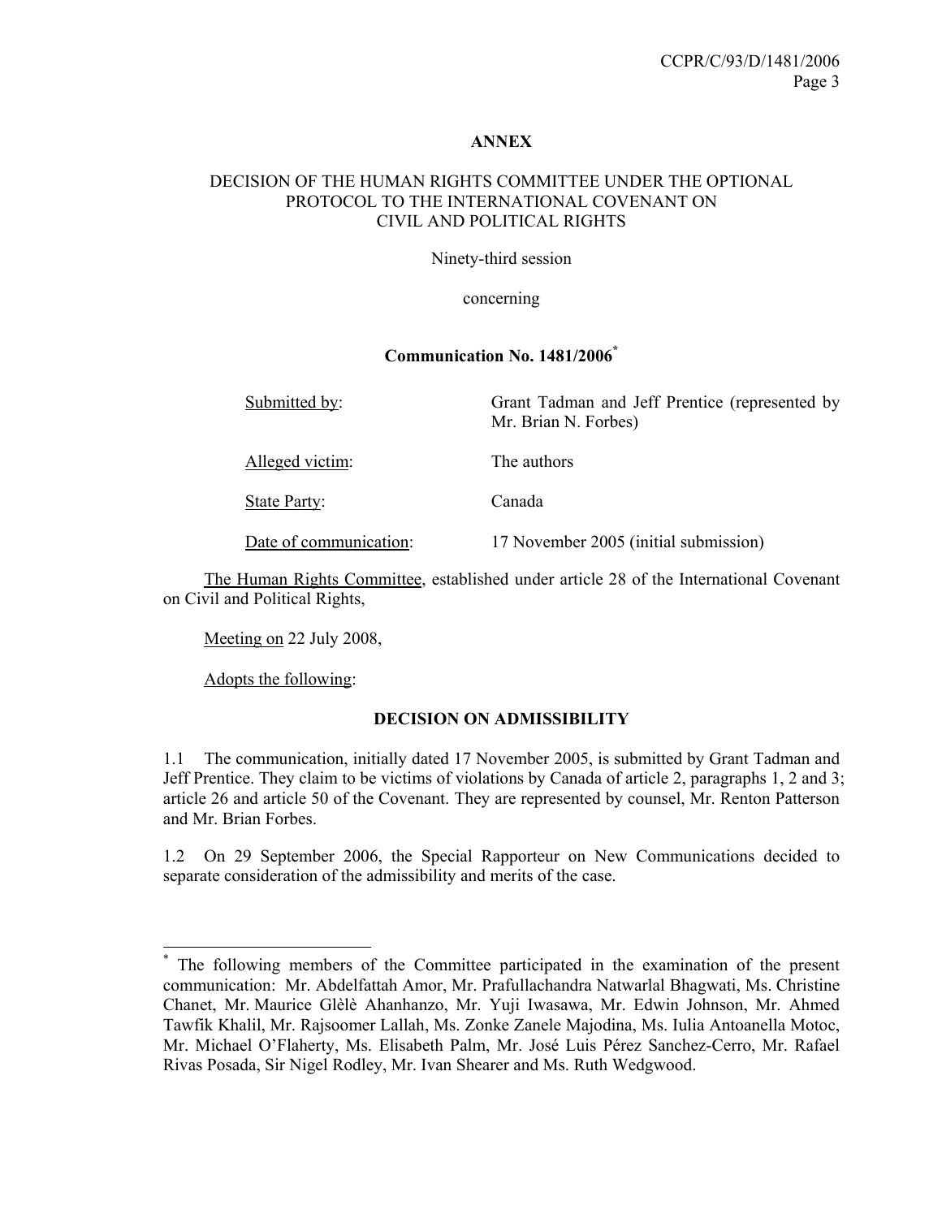**ANNEX**

DECISION OF THE HUMAN RIGHTS COMMITTEE UNDER THE OPTIONAL PROTOCOL TO THE INTERNATIONAL COVENANT ON CIVIL AND POLITICAL RIGHTS

Ninety-third session

concerning

**Communication No. 1481/2006***

| | |
|---|---|
| Submitted by: | Grant Tadman and Jeff Prentice (represented by Mr. Brian N. Forbes) |
| Alleged victim: | The authors |
| State Party: | Canada |
| Date of communication: | 17 November 2005 (initial submission) |

The Human Rights Committee, established under article 28 of the International Covenant on Civil and Political Rights,

Meeting on 22 July 2008,

Adopts the following:

**DECISION ON ADMISSIBILITY**

1.1 The communication, initially dated 17 November 2005, is submitted by Grant Tadman and Jeff Prentice. They claim to be victims of violations by Canada of article 2, paragraphs 1, 2 and 3; article 26 and article 50 of the Covenant. They are represented by counsel, Mr. Renton Patterson and Mr. Brian Forbes.

1.2 On 29 September 2006, the Special Rapporteur on New Communications decided to separate consideration of the admissibility and merits of the case.

---

* The following members of the Committee participated in the examination of the present communication: Mr. Abdelfattah Amor, Mr. Prafullachandra Natwarlal Bhagwati, Ms. Christine Chanet, Mr. Maurice Glèlè Ahanhanzo, Mr. Yuji Iwasawa, Mr. Edwin Johnson, Mr. Ahmed Tawfik Khalil, Mr. Rajsoomer Lallah, Ms. Zonke Zanele Majodina, Ms. Iulia Antoanella Motoc, Mr. Michael O'Flaherty, Ms. Elisabeth Palm, Mr. José Luis Pérez Sanchez-Cerro, Mr. Rafael Rivas Posada, Sir Nigel Rodley, Mr. Ivan Shearer and Ms. Ruth Wedgwood.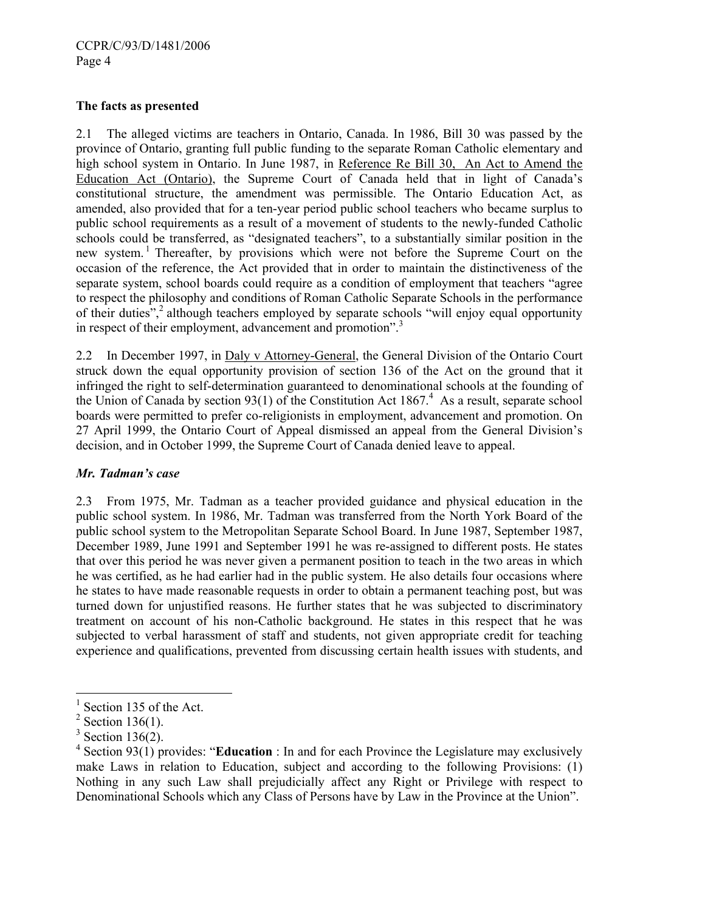**The facts as presented**

2.1 The alleged victims are teachers in Ontario, Canada. In 1986, Bill 30 was passed by the province of Ontario, granting full public funding to the separate Roman Catholic elementary and high school system in Ontario. In June 1987, in Reference Re Bill 30, An Act to Amend the Education Act (Ontario), the Supreme Court of Canada held that in light of Canada's constitutional structure, the amendment was permissible. The Ontario Education Act, as amended, also provided that for a ten-year period public school teachers who became surplus to public school requirements as a result of a movement of students to the newly-funded Catholic schools could be transferred, as "designated teachers", to a substantially similar position in the new system.[1] Thereafter, by provisions which were not before the Supreme Court on the occasion of the reference, the Act provided that in order to maintain the distinctiveness of the separate system, school boards could require as a condition of employment that teachers "agree to respect the philosophy and conditions of Roman Catholic Separate Schools in the performance of their duties",[2] although teachers employed by separate schools "will enjoy equal opportunity in respect of their employment, advancement and promotion".[3]

2.2 In December 1997, in Daly v Attorney-General, the General Division of the Ontario Court struck down the equal opportunity provision of section 136 of the Act on the ground that it infringed the right to self-determination guaranteed to denominational schools at the founding of the Union of Canada by section 93(1) of the Constitution Act 1867.[4] As a result, separate school boards were permitted to prefer co-religionists in employment, advancement and promotion. On 27 April 1999, the Ontario Court of Appeal dismissed an appeal from the General Division's decision, and in October 1999, the Supreme Court of Canada denied leave to appeal.

***Mr. Tadman's case***

2.3 From 1975, Mr. Tadman as a teacher provided guidance and physical education in the public school system. In 1986, Mr. Tadman was transferred from the North York Board of the public school system to the Metropolitan Separate School Board. In June 1987, September 1987, December 1989, June 1991 and September 1991 he was re-assigned to different posts. He states that over this period he was never given a permanent position to teach in the two areas in which he was certified, as he had earlier had in the public system. He also details four occasions where he states to have made reasonable requests in order to obtain a permanent teaching post, but was turned down for unjustified reasons. He further states that he was subjected to discriminatory treatment on account of his non-Catholic background. He states in this respect that he was subjected to verbal harassment of staff and students, not given appropriate credit for teaching experience and qualifications, prevented from discussing certain health issues with students, and

---

[1] Section 135 of the Act.

[2] Section 136(1).

[3] Section 136(2).

[4] Section 93(1) provides: "**Education** : In and for each Province the Legislature may exclusively make Laws in relation to Education, subject and according to the following Provisions: (1) Nothing in any such Law shall prejudicially affect any Right or Privilege with respect to Denominational Schools which any Class of Persons have by Law in the Province at the Union".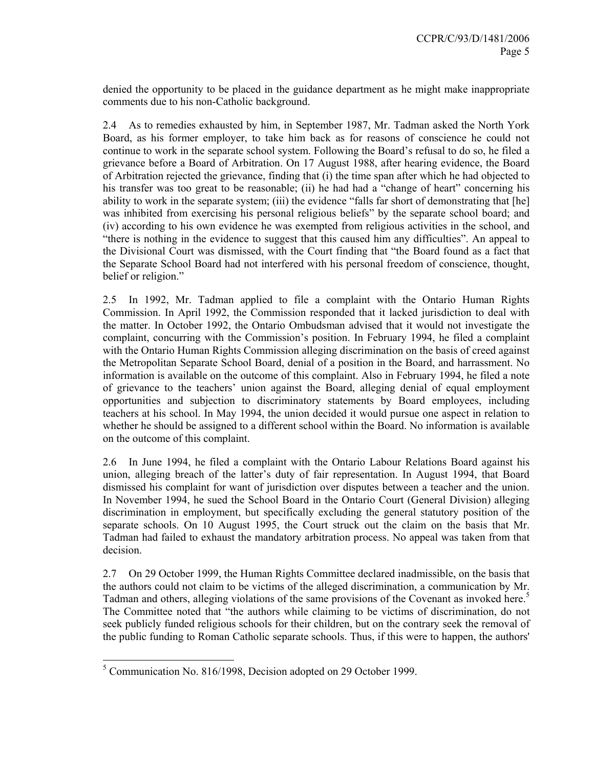denied the opportunity to be placed in the guidance department as he might make inappropriate comments due to his non-Catholic background.

2.4 As to remedies exhausted by him, in September 1987, Mr. Tadman asked the North York Board, as his former employer, to take him back as for reasons of conscience he could not continue to work in the separate school system. Following the Board's refusal to do so, he filed a grievance before a Board of Arbitration. On 17 August 1988, after hearing evidence, the Board of Arbitration rejected the grievance, finding that (i) the time span after which he had objected to his transfer was too great to be reasonable; (ii) he had had a "change of heart" concerning his ability to work in the separate system; (iii) the evidence "falls far short of demonstrating that [he] was inhibited from exercising his personal religious beliefs" by the separate school board; and (iv) according to his own evidence he was exempted from religious activities in the school, and "there is nothing in the evidence to suggest that this caused him any difficulties". An appeal to the Divisional Court was dismissed, with the Court finding that "the Board found as a fact that the Separate School Board had not interfered with his personal freedom of conscience, thought, belief or religion."

2.5 In 1992, Mr. Tadman applied to file a complaint with the Ontario Human Rights Commission. In April 1992, the Commission responded that it lacked jurisdiction to deal with the matter. In October 1992, the Ontario Ombudsman advised that it would not investigate the complaint, concurring with the Commission's position. In February 1994, he filed a complaint with the Ontario Human Rights Commission alleging discrimination on the basis of creed against the Metropolitan Separate School Board, denial of a position in the Board, and harrassment. No information is available on the outcome of this complaint. Also in February 1994, he filed a note of grievance to the teachers' union against the Board, alleging denial of equal employment opportunities and subjection to discriminatory statements by Board employees, including teachers at his school. In May 1994, the union decided it would pursue one aspect in relation to whether he should be assigned to a different school within the Board. No information is available on the outcome of this complaint.

2.6 In June 1994, he filed a complaint with the Ontario Labour Relations Board against his union, alleging breach of the latter's duty of fair representation. In August 1994, that Board dismissed his complaint for want of jurisdiction over disputes between a teacher and the union. In November 1994, he sued the School Board in the Ontario Court (General Division) alleging discrimination in employment, but specifically excluding the general statutory position of the separate schools. On 10 August 1995, the Court struck out the claim on the basis that Mr. Tadman had failed to exhaust the mandatory arbitration process. No appeal was taken from that decision.

2.7 On 29 October 1999, the Human Rights Committee declared inadmissible, on the basis that the authors could not claim to be victims of the alleged discrimination, a communication by Mr. Tadman and others, alleging violations of the same provisions of the Covenant as invoked here.[5] The Committee noted that "the authors while claiming to be victims of discrimination, do not seek publicly funded religious schools for their children, but on the contrary seek the removal of the public funding to Roman Catholic separate schools. Thus, if this were to happen, the authors'

[5] Communication No. 816/1998, Decision adopted on 29 October 1999.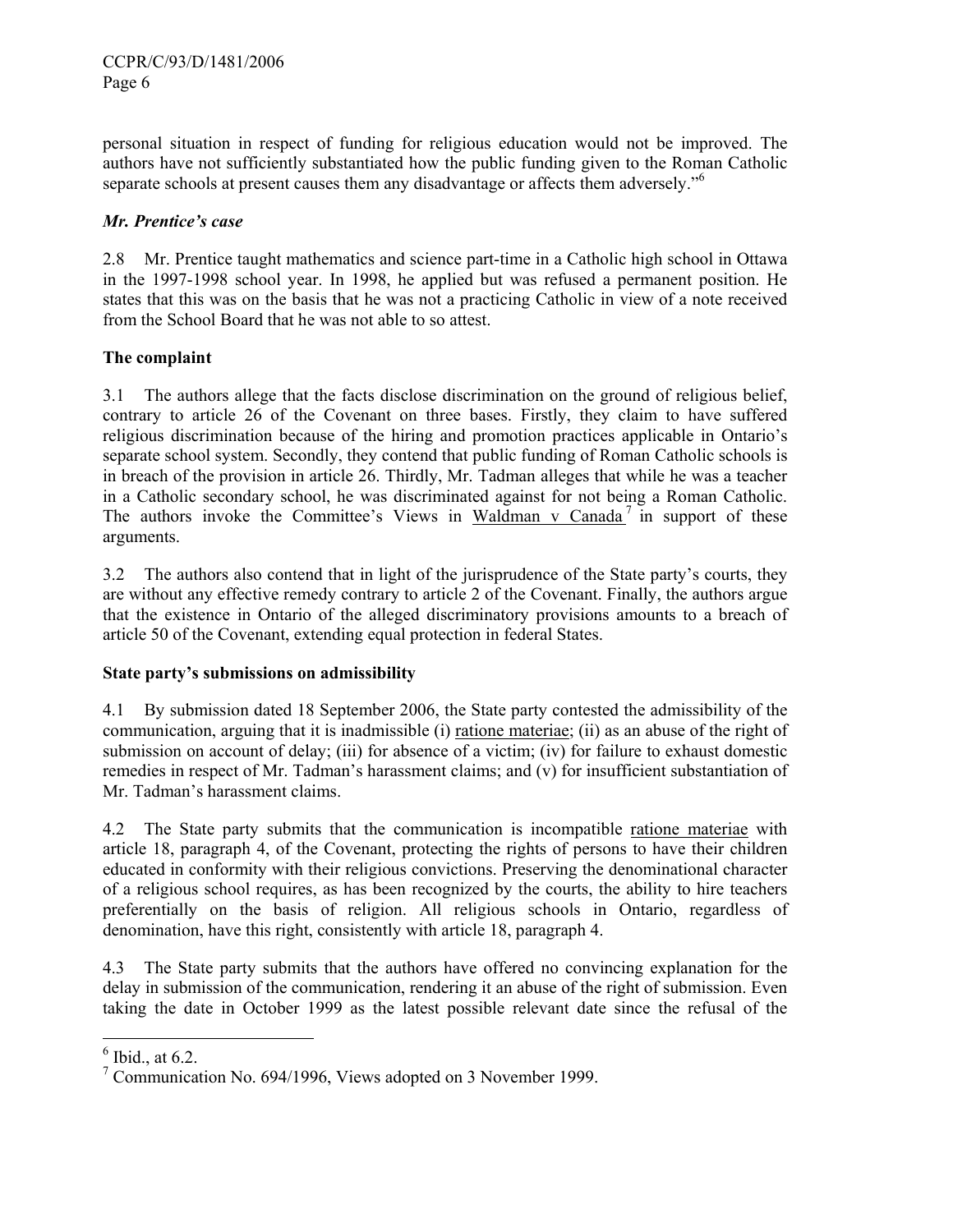personal situation in respect of funding for religious education would not be improved. The authors have not sufficiently substantiated how the public funding given to the Roman Catholic separate schools at present causes them any disadvantage or affects them adversely."[6]

### *Mr. Prentice's case*

2.8 Mr. Prentice taught mathematics and science part-time in a Catholic high school in Ottawa in the 1997-1998 school year. In 1998, he applied but was refused a permanent position. He states that this was on the basis that he was not a practicing Catholic in view of a note received from the School Board that he was not able to so attest.

### **The complaint**

3.1 The authors allege that the facts disclose discrimination on the ground of religious belief, contrary to article 26 of the Covenant on three bases. Firstly, they claim to have suffered religious discrimination because of the hiring and promotion practices applicable in Ontario's separate school system. Secondly, they contend that public funding of Roman Catholic schools is in breach of the provision in article 26. Thirdly, Mr. Tadman alleges that while he was a teacher in a Catholic secondary school, he was discriminated against for not being a Roman Catholic. The authors invoke the Committee's Views in Waldman v Canada[7] in support of these arguments.

3.2 The authors also contend that in light of the jurisprudence of the State party's courts, they are without any effective remedy contrary to article 2 of the Covenant. Finally, the authors argue that the existence in Ontario of the alleged discriminatory provisions amounts to a breach of article 50 of the Covenant, extending equal protection in federal States.

### **State party's submissions on admissibility**

4.1 By submission dated 18 September 2006, the State party contested the admissibility of the communication, arguing that it is inadmissible (i) ratione materiae; (ii) as an abuse of the right of submission on account of delay; (iii) for absence of a victim; (iv) for failure to exhaust domestic remedies in respect of Mr. Tadman's harassment claims; and (v) for insufficient substantiation of Mr. Tadman's harassment claims.

4.2 The State party submits that the communication is incompatible ratione materiae with article 18, paragraph 4, of the Covenant, protecting the rights of persons to have their children educated in conformity with their religious convictions. Preserving the denominational character of a religious school requires, as has been recognized by the courts, the ability to hire teachers preferentially on the basis of religion. All religious schools in Ontario, regardless of denomination, have this right, consistently with article 18, paragraph 4.

4.3 The State party submits that the authors have offered no convincing explanation for the delay in submission of the communication, rendering it an abuse of the right of submission. Even taking the date in October 1999 as the latest possible relevant date since the refusal of the

---

[6] Ibid., at 6.2.

[7] Communication No. 694/1996, Views adopted on 3 November 1999.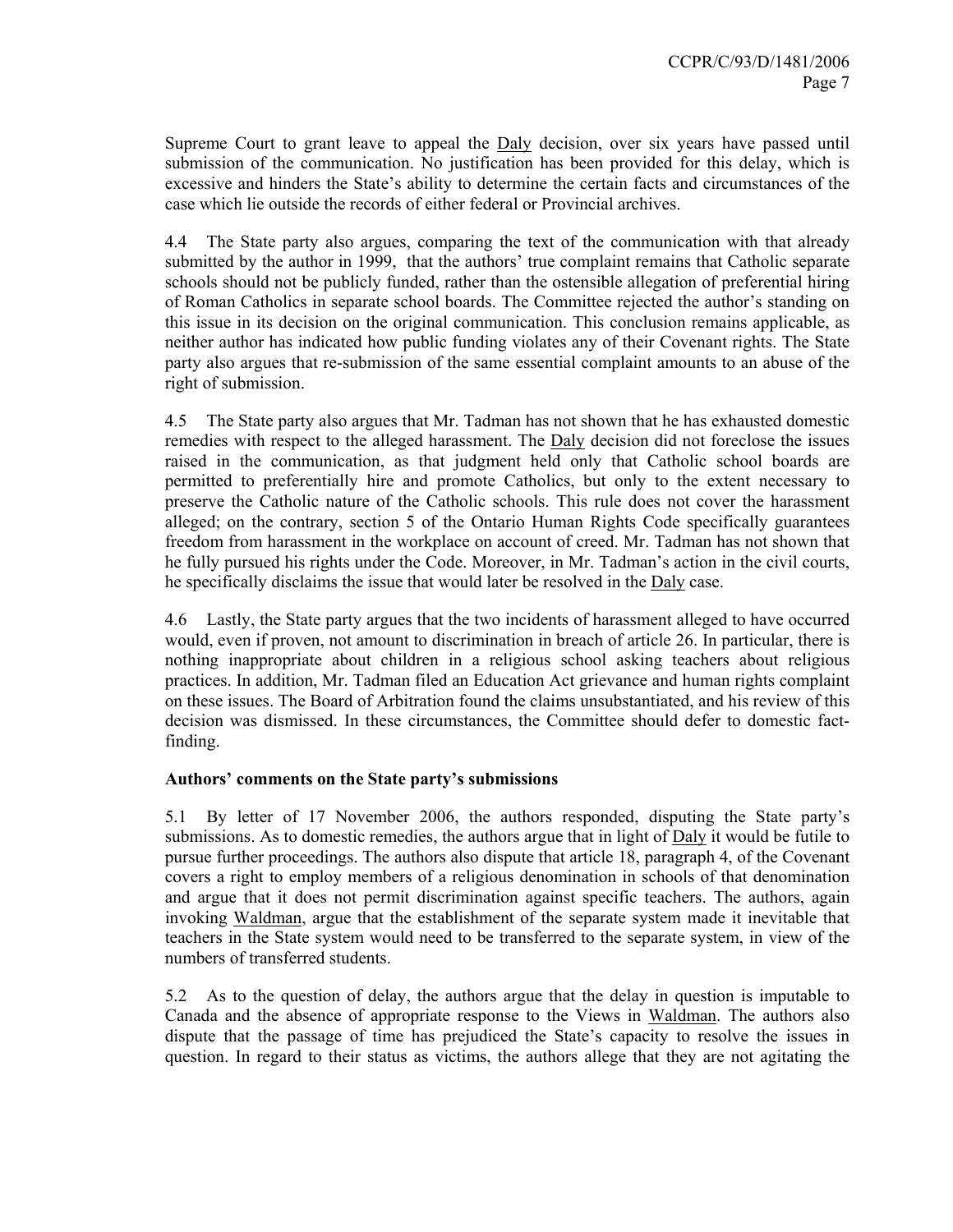Supreme Court to grant leave to appeal the Daly decision, over six years have passed until submission of the communication. No justification has been provided for this delay, which is excessive and hinders the State's ability to determine the certain facts and circumstances of the case which lie outside the records of either federal or Provincial archives.

4.4 The State party also argues, comparing the text of the communication with that already submitted by the author in 1999, that the authors' true complaint remains that Catholic separate schools should not be publicly funded, rather than the ostensible allegation of preferential hiring of Roman Catholics in separate school boards. The Committee rejected the author's standing on this issue in its decision on the original communication. This conclusion remains applicable, as neither author has indicated how public funding violates any of their Covenant rights. The State party also argues that re-submission of the same essential complaint amounts to an abuse of the right of submission.

4.5 The State party also argues that Mr. Tadman has not shown that he has exhausted domestic remedies with respect to the alleged harassment. The Daly decision did not foreclose the issues raised in the communication, as that judgment held only that Catholic school boards are permitted to preferentially hire and promote Catholics, but only to the extent necessary to preserve the Catholic nature of the Catholic schools. This rule does not cover the harassment alleged; on the contrary, section 5 of the Ontario Human Rights Code specifically guarantees freedom from harassment in the workplace on account of creed. Mr. Tadman has not shown that he fully pursued his rights under the Code. Moreover, in Mr. Tadman's action in the civil courts, he specifically disclaims the issue that would later be resolved in the Daly case.

4.6 Lastly, the State party argues that the two incidents of harassment alleged to have occurred would, even if proven, not amount to discrimination in breach of article 26. In particular, there is nothing inappropriate about children in a religious school asking teachers about religious practices. In addition, Mr. Tadman filed an Education Act grievance and human rights complaint on these issues. The Board of Arbitration found the claims unsubstantiated, and his review of this decision was dismissed. In these circumstances, the Committee should defer to domestic fact-finding.

### Authors' comments on the State party's submissions

5.1 By letter of 17 November 2006, the authors responded, disputing the State party's submissions. As to domestic remedies, the authors argue that in light of Daly it would be futile to pursue further proceedings. The authors also dispute that article 18, paragraph 4, of the Covenant covers a right to employ members of a religious denomination in schools of that denomination and argue that it does not permit discrimination against specific teachers. The authors, again invoking Waldman, argue that the establishment of the separate system made it inevitable that teachers in the State system would need to be transferred to the separate system, in view of the numbers of transferred students.

5.2 As to the question of delay, the authors argue that the delay in question is imputable to Canada and the absence of appropriate response to the Views in Waldman. The authors also dispute that the passage of time has prejudiced the State's capacity to resolve the issues in question. In regard to their status as victims, the authors allege that they are not agitating the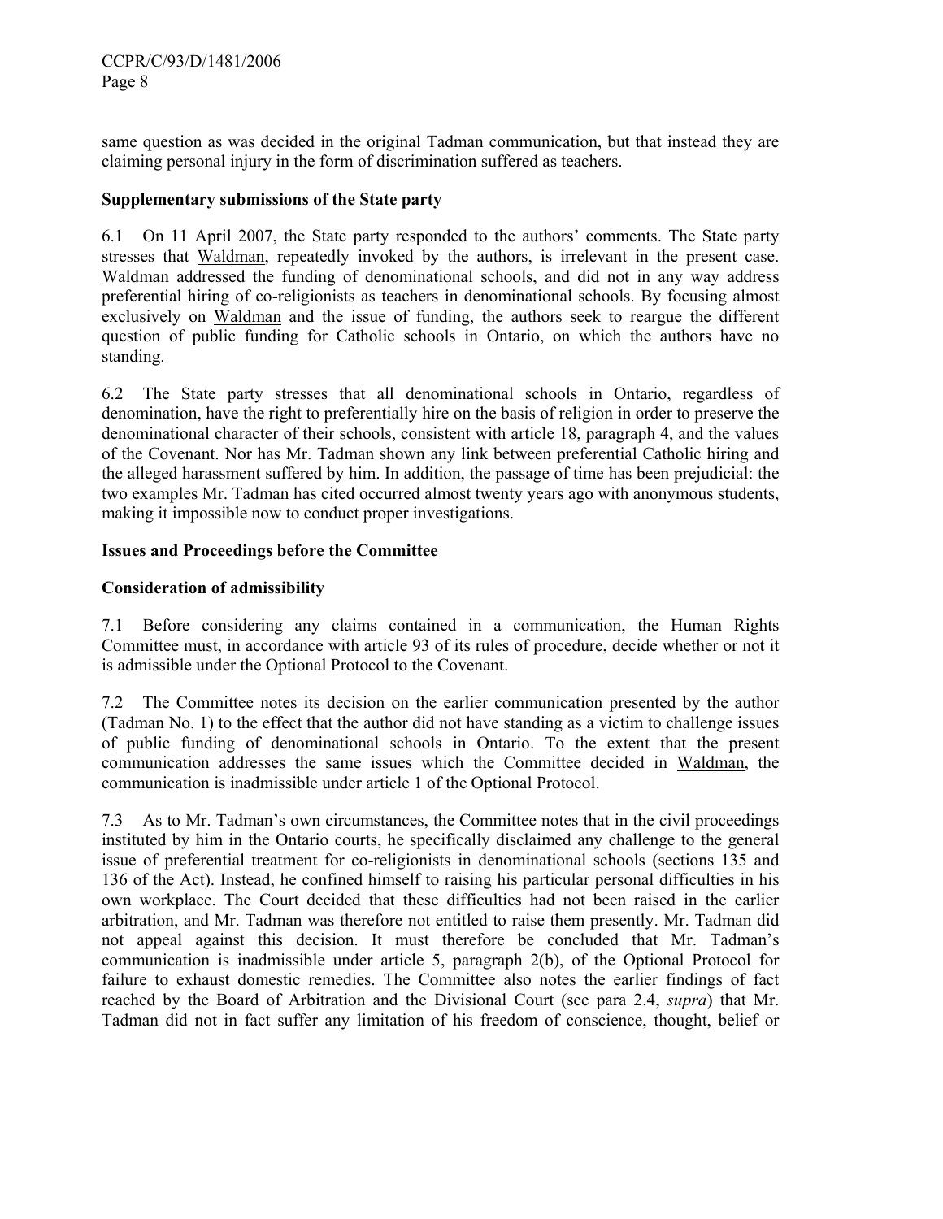same question as was decided in the original Tadman communication, but that instead they are claiming personal injury in the form of discrimination suffered as teachers.

**Supplementary submissions of the State party**

6.1 On 11 April 2007, the State party responded to the authors' comments. The State party stresses that Waldman, repeatedly invoked by the authors, is irrelevant in the present case. Waldman addressed the funding of denominational schools, and did not in any way address preferential hiring of co-religionists as teachers in denominational schools. By focusing almost exclusively on Waldman and the issue of funding, the authors seek to reargue the different question of public funding for Catholic schools in Ontario, on which the authors have no standing.

6.2 The State party stresses that all denominational schools in Ontario, regardless of denomination, have the right to preferentially hire on the basis of religion in order to preserve the denominational character of their schools, consistent with article 18, paragraph 4, and the values of the Covenant. Nor has Mr. Tadman shown any link between preferential Catholic hiring and the alleged harassment suffered by him. In addition, the passage of time has been prejudicial: the two examples Mr. Tadman has cited occurred almost twenty years ago with anonymous students, making it impossible now to conduct proper investigations.

**Issues and Proceedings before the Committee**

**Consideration of admissibility**

7.1 Before considering any claims contained in a communication, the Human Rights Committee must, in accordance with article 93 of its rules of procedure, decide whether or not it is admissible under the Optional Protocol to the Covenant.

7.2 The Committee notes its decision on the earlier communication presented by the author (Tadman No. 1) to the effect that the author did not have standing as a victim to challenge issues of public funding of denominational schools in Ontario. To the extent that the present communication addresses the same issues which the Committee decided in Waldman, the communication is inadmissible under article 1 of the Optional Protocol.

7.3 As to Mr. Tadman's own circumstances, the Committee notes that in the civil proceedings instituted by him in the Ontario courts, he specifically disclaimed any challenge to the general issue of preferential treatment for co-religionists in denominational schools (sections 135 and 136 of the Act). Instead, he confined himself to raising his particular personal difficulties in his own workplace. The Court decided that these difficulties had not been raised in the earlier arbitration, and Mr. Tadman was therefore not entitled to raise them presently. Mr. Tadman did not appeal against this decision. It must therefore be concluded that Mr. Tadman's communication is inadmissible under article 5, paragraph 2(b), of the Optional Protocol for failure to exhaust domestic remedies. The Committee also notes the earlier findings of fact reached by the Board of Arbitration and the Divisional Court (see para 2.4, *supra*) that Mr. Tadman did not in fact suffer any limitation of his freedom of conscience, thought, belief or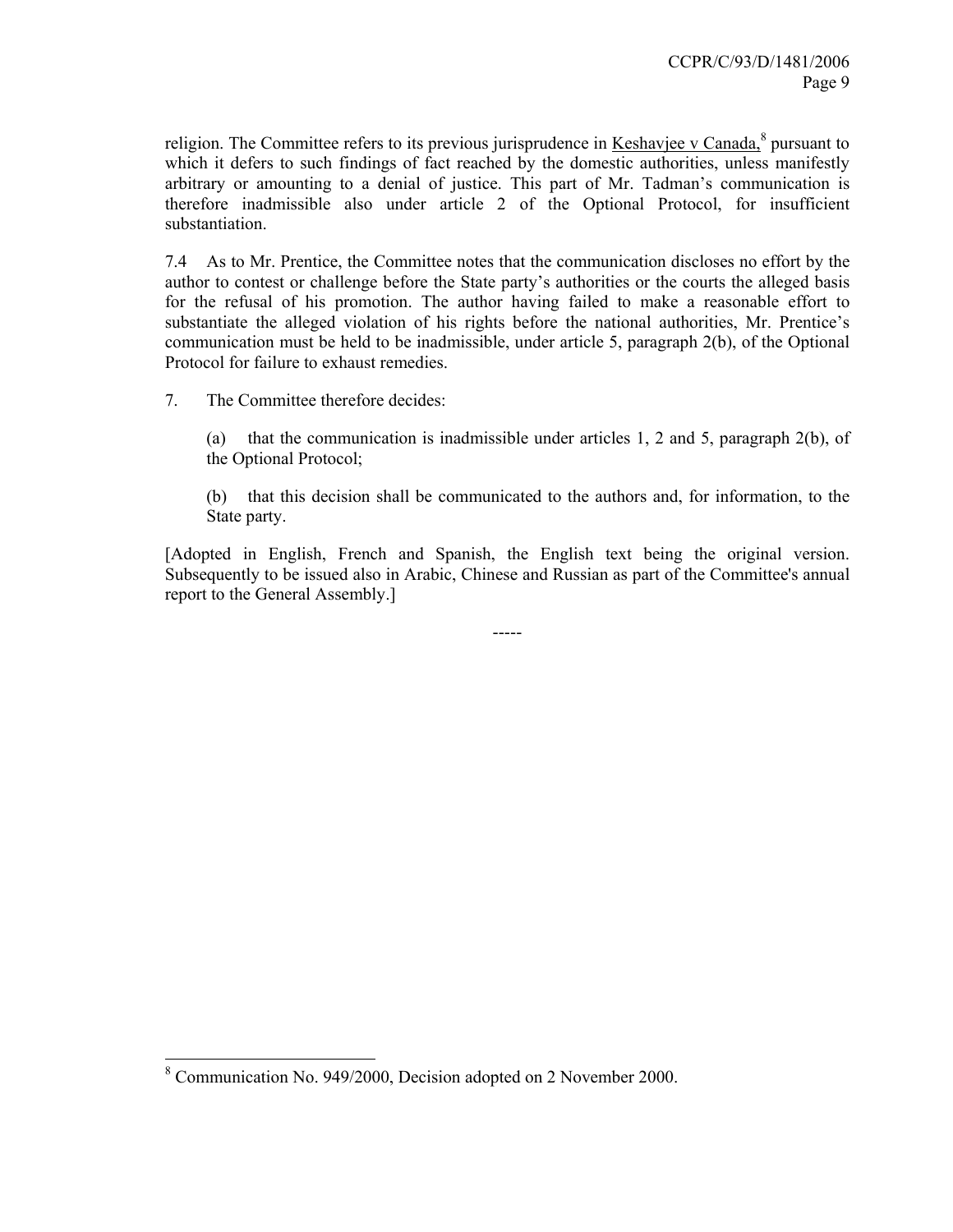religion. The Committee refers to its previous jurisprudence in Keshavjee v Canada,[8] pursuant to which it defers to such findings of fact reached by the domestic authorities, unless manifestly arbitrary or amounting to a denial of justice. This part of Mr. Tadman's communication is therefore inadmissible also under article 2 of the Optional Protocol, for insufficient substantiation.

7.4 As to Mr. Prentice, the Committee notes that the communication discloses no effort by the author to contest or challenge before the State party's authorities or the courts the alleged basis for the refusal of his promotion. The author having failed to make a reasonable effort to substantiate the alleged violation of his rights before the national authorities, Mr. Prentice's communication must be held to be inadmissible, under article 5, paragraph 2(b), of the Optional Protocol for failure to exhaust remedies.

7. The Committee therefore decides:

(a) that the communication is inadmissible under articles 1, 2 and 5, paragraph 2(b), of the Optional Protocol;

(b) that this decision shall be communicated to the authors and, for information, to the State party.

[Adopted in English, French and Spanish, the English text being the original version. Subsequently to be issued also in Arabic, Chinese and Russian as part of the Committee's annual report to the General Assembly.]

-----

[8] Communication No. 949/2000, Decision adopted on 2 November 2000.